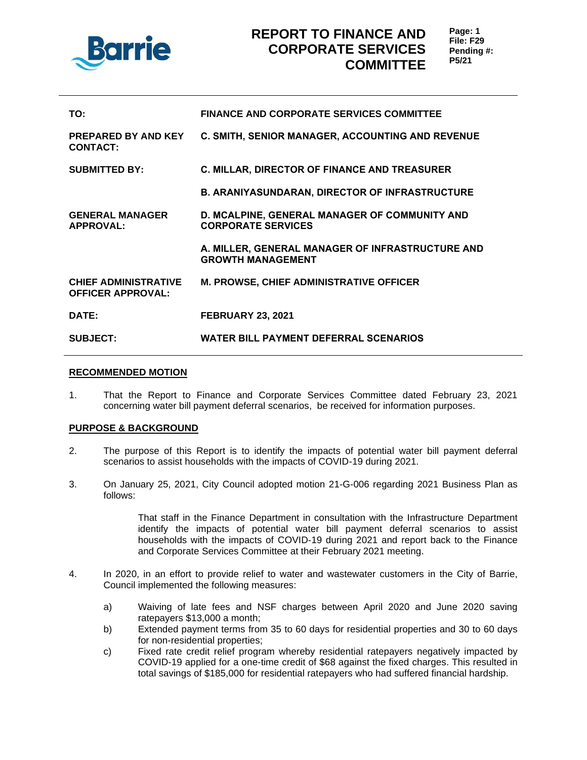# REPORT TO FINANCE AND CORPORATE SERVICES COMMITTEE

**Page: 1**
**File: F29**
**Pending #: P5/21**

| | |
|---|---|
| **TO:** | **FINANCE AND CORPORATE SERVICES COMMITTEE** |
| **PREPARED BY AND KEY CONTACT:** | **C. SMITH, SENIOR MANAGER, ACCOUNTING AND REVENUE** |
| **SUBMITTED BY:** | **C. MILLAR, DIRECTOR OF FINANCE AND TREASURER** |
| | **B. ARANIYASUNDARAN, DIRECTOR OF INFRASTRUCTURE** |
| **GENERAL MANAGER APPROVAL:** | **D. MCALPINE, GENERAL MANAGER OF COMMUNITY AND CORPORATE SERVICES** |
| | **A. MILLER, GENERAL MANAGER OF INFRASTRUCTURE AND GROWTH MANAGEMENT** |
| **CHIEF ADMINISTRATIVE OFFICER APPROVAL:** | **M. PROWSE, CHIEF ADMINISTRATIVE OFFICER** |
| **DATE:** | **FEBRUARY 23, 2021** |
| **SUBJECT:** | **WATER BILL PAYMENT DEFERRAL SCENARIOS** |

## RECOMMENDED MOTION

1. That the Report to Finance and Corporate Services Committee dated February 23, 2021 concerning water bill payment deferral scenarios, be received for information purposes.

## PURPOSE & BACKGROUND

2. The purpose of this Report is to identify the impacts of potential water bill payment deferral scenarios to assist households with the impacts of COVID-19 during 2021.

3. On January 25, 2021, City Council adopted motion 21-G-006 regarding 2021 Business Plan as follows:

   > That staff in the Finance Department in consultation with the Infrastructure Department identify the impacts of potential water bill payment deferral scenarios to assist households with the impacts of COVID-19 during 2021 and report back to the Finance and Corporate Services Committee at their February 2021 meeting.

4. In 2020, in an effort to provide relief to water and wastewater customers in the City of Barrie, Council implemented the following measures:

   a) Waiving of late fees and NSF charges between April 2020 and June 2020 saving ratepayers $13,000 a month;

   b) Extended payment terms from 35 to 60 days for residential properties and 30 to 60 days for non-residential properties;

   c) Fixed rate credit relief program whereby residential ratepayers negatively impacted by COVID-19 applied for a one-time credit of $68 against the fixed charges. This resulted in total savings of $185,000 for residential ratepayers who had suffered financial hardship.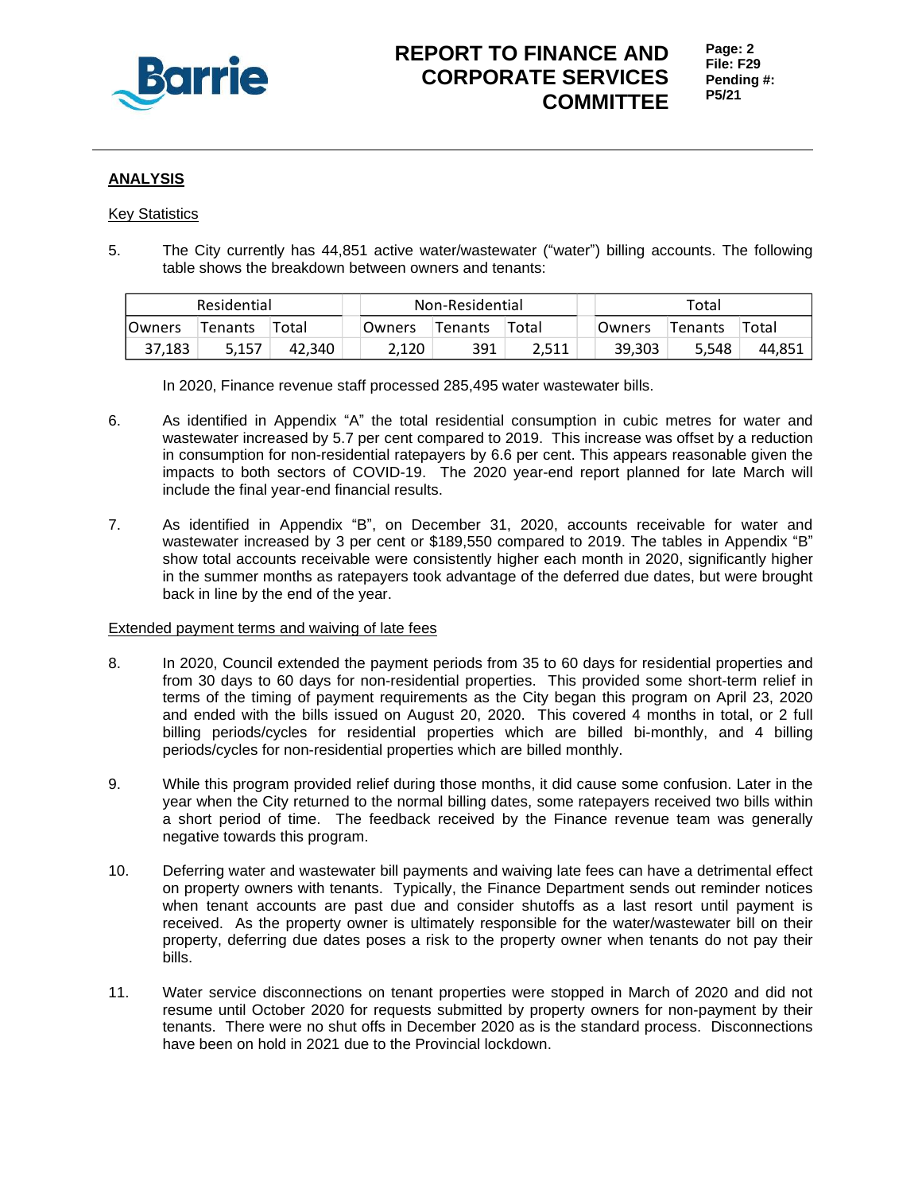## ANALYSIS

Key Statistics

5. The City currently has 44,851 active water/wastewater ("water") billing accounts. The following table shows the breakdown between owners and tenants:

| Residential | | | Non-Residential | | | Total | | |
|---|---|---|---|---|---|---|---|---|
| Owners | Tenants | Total | Owners | Tenants | Total | Owners | Tenants | Total |
| 37,183 | 5,157 | 42,340 | 2,120 | 391 | 2,511 | 39,303 | 5,548 | 44,851 |

In 2020, Finance revenue staff processed 285,495 water wastewater bills.

6. As identified in Appendix "A" the total residential consumption in cubic metres for water and wastewater increased by 5.7 per cent compared to 2019. This increase was offset by a reduction in consumption for non-residential ratepayers by 6.6 per cent. This appears reasonable given the impacts to both sectors of COVID-19. The 2020 year-end report planned for late March will include the final year-end financial results.

7. As identified in Appendix "B", on December 31, 2020, accounts receivable for water and wastewater increased by 3 per cent or $189,550 compared to 2019. The tables in Appendix "B" show total accounts receivable were consistently higher each month in 2020, significantly higher in the summer months as ratepayers took advantage of the deferred due dates, but were brought back in line by the end of the year.

Extended payment terms and waiving of late fees

8. In 2020, Council extended the payment periods from 35 to 60 days for residential properties and from 30 days to 60 days for non-residential properties. This provided some short-term relief in terms of the timing of payment requirements as the City began this program on April 23, 2020 and ended with the bills issued on August 20, 2020. This covered 4 months in total, or 2 full billing periods/cycles for residential properties which are billed bi-monthly, and 4 billing periods/cycles for non-residential properties which are billed monthly.

9. While this program provided relief during those months, it did cause some confusion. Later in the year when the City returned to the normal billing dates, some ratepayers received two bills within a short period of time. The feedback received by the Finance revenue team was generally negative towards this program.

10. Deferring water and wastewater bill payments and waiving late fees can have a detrimental effect on property owners with tenants. Typically, the Finance Department sends out reminder notices when tenant accounts are past due and consider shutoffs as a last resort until payment is received. As the property owner is ultimately responsible for the water/wastewater bill on their property, deferring due dates poses a risk to the property owner when tenants do not pay their bills.

11. Water service disconnections on tenant properties were stopped in March of 2020 and did not resume until October 2020 for requests submitted by property owners for non-payment by their tenants. There were no shut offs in December 2020 as is the standard process. Disconnections have been on hold in 2021 due to the Provincial lockdown.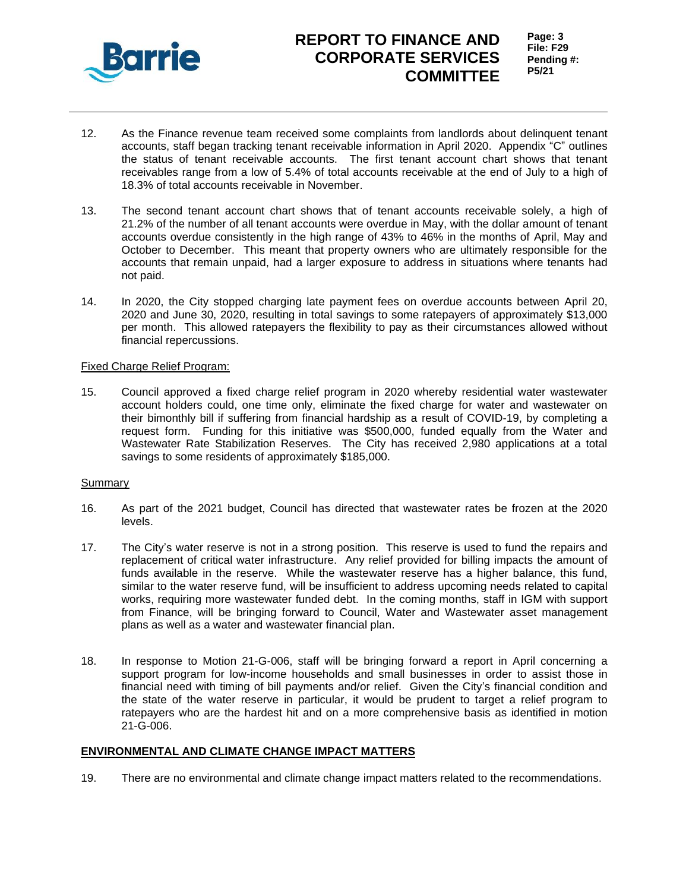12. As the Finance revenue team received some complaints from landlords about delinquent tenant accounts, staff began tracking tenant receivable information in April 2020. Appendix "C" outlines the status of tenant receivable accounts. The first tenant account chart shows that tenant receivables range from a low of 5.4% of total accounts receivable at the end of July to a high of 18.3% of total accounts receivable in November.

13. The second tenant account chart shows that of tenant accounts receivable solely, a high of 21.2% of the number of all tenant accounts were overdue in May, with the dollar amount of tenant accounts overdue consistently in the high range of 43% to 46% in the months of April, May and October to December. This meant that property owners who are ultimately responsible for the accounts that remain unpaid, had a larger exposure to address in situations where tenants had not paid.

14. In 2020, the City stopped charging late payment fees on overdue accounts between April 20, 2020 and June 30, 2020, resulting in total savings to some ratepayers of approximately $13,000 per month. This allowed ratepayers the flexibility to pay as their circumstances allowed without financial repercussions.

Fixed Charge Relief Program:

15. Council approved a fixed charge relief program in 2020 whereby residential water wastewater account holders could, one time only, eliminate the fixed charge for water and wastewater on their bimonthly bill if suffering from financial hardship as a result of COVID-19, by completing a request form. Funding for this initiative was $500,000, funded equally from the Water and Wastewater Rate Stabilization Reserves. The City has received 2,980 applications at a total savings to some residents of approximately $185,000.

Summary

16. As part of the 2021 budget, Council has directed that wastewater rates be frozen at the 2020 levels.

17. The City's water reserve is not in a strong position. This reserve is used to fund the repairs and replacement of critical water infrastructure. Any relief provided for billing impacts the amount of funds available in the reserve. While the wastewater reserve has a higher balance, this fund, similar to the water reserve fund, will be insufficient to address upcoming needs related to capital works, requiring more wastewater funded debt. In the coming months, staff in IGM with support from Finance, will be bringing forward to Council, Water and Wastewater asset management plans as well as a water and wastewater financial plan.

18. In response to Motion 21-G-006, staff will be bringing forward a report in April concerning a support program for low-income households and small businesses in order to assist those in financial need with timing of bill payments and/or relief. Given the City's financial condition and the state of the water reserve in particular, it would be prudent to target a relief program to ratepayers who are the hardest hit and on a more comprehensive basis as identified in motion 21-G-006.

## ENVIRONMENTAL AND CLIMATE CHANGE IMPACT MATTERS

19. There are no environmental and climate change impact matters related to the recommendations.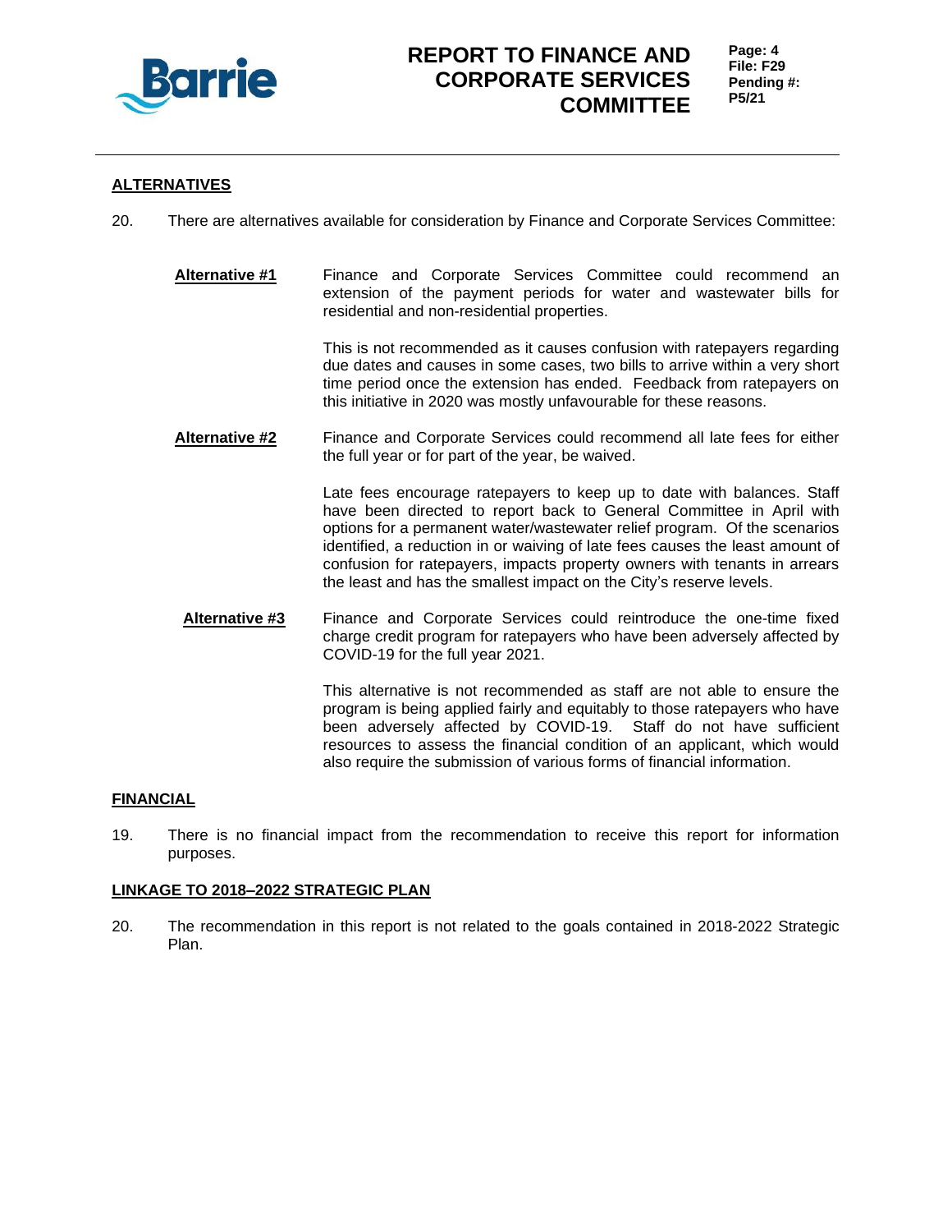## ALTERNATIVES

20. There are alternatives available for consideration by Finance and Corporate Services Committee:

**Alternative #1**

Finance and Corporate Services Committee could recommend an extension of the payment periods for water and wastewater bills for residential and non-residential properties.

This is not recommended as it causes confusion with ratepayers regarding due dates and causes in some cases, two bills to arrive within a very short time period once the extension has ended. Feedback from ratepayers on this initiative in 2020 was mostly unfavourable for these reasons.

**Alternative #2**

Finance and Corporate Services could recommend all late fees for either the full year or for part of the year, be waived.

Late fees encourage ratepayers to keep up to date with balances. Staff have been directed to report back to General Committee in April with options for a permanent water/wastewater relief program. Of the scenarios identified, a reduction in or waiving of late fees causes the least amount of confusion for ratepayers, impacts property owners with tenants in arrears the least and has the smallest impact on the City's reserve levels.

**Alternative #3**

Finance and Corporate Services could reintroduce the one-time fixed charge credit program for ratepayers who have been adversely affected by COVID-19 for the full year 2021.

This alternative is not recommended as staff are not able to ensure the program is being applied fairly and equitably to those ratepayers who have been adversely affected by COVID-19. Staff do not have sufficient resources to assess the financial condition of an applicant, which would also require the submission of various forms of financial information.

## FINANCIAL

19. There is no financial impact from the recommendation to receive this report for information purposes.

## LINKAGE TO 2018–2022 STRATEGIC PLAN

20. The recommendation in this report is not related to the goals contained in 2018-2022 Strategic Plan.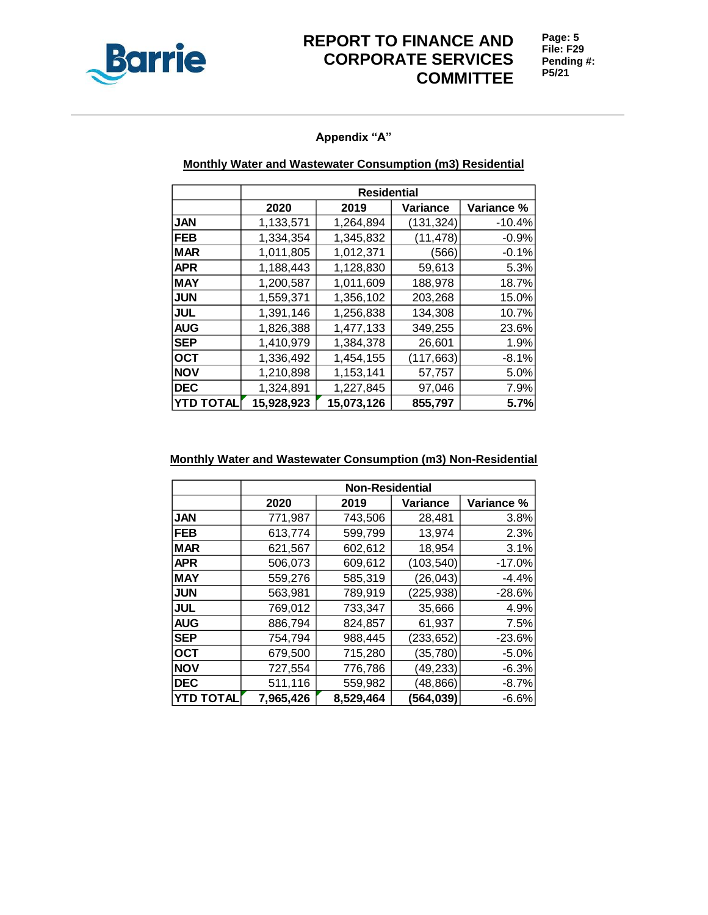## Appendix "A"

### Monthly Water and Wastewater Consumption (m3) Residential

| | Residential | | | |
|---|---|---|---|---|
| | 2020 | 2019 | Variance | Variance % |
| JAN | 1,133,571 | 1,264,894 | (131,324) | -10.4% |
| FEB | 1,334,354 | 1,345,832 | (11,478) | -0.9% |
| MAR | 1,011,805 | 1,012,371 | (566) | -0.1% |
| APR | 1,188,443 | 1,128,830 | 59,613 | 5.3% |
| MAY | 1,200,587 | 1,011,609 | 188,978 | 18.7% |
| JUN | 1,559,371 | 1,356,102 | 203,268 | 15.0% |
| JUL | 1,391,146 | 1,256,838 | 134,308 | 10.7% |
| AUG | 1,826,388 | 1,477,133 | 349,255 | 23.6% |
| SEP | 1,410,979 | 1,384,378 | 26,601 | 1.9% |
| OCT | 1,336,492 | 1,454,155 | (117,663) | -8.1% |
| NOV | 1,210,898 | 1,153,141 | 57,757 | 5.0% |
| DEC | 1,324,891 | 1,227,845 | 97,046 | 7.9% |
| **YTD TOTAL** | **15,928,923** | **15,073,126** | **855,797** | **5.7%** |

### Monthly Water and Wastewater Consumption (m3) Non-Residential

| | Non-Residential | | | |
|---|---|---|---|---|
| | 2020 | 2019 | Variance | Variance % |
| JAN | 771,987 | 743,506 | 28,481 | 3.8% |
| FEB | 613,774 | 599,799 | 13,974 | 2.3% |
| MAR | 621,567 | 602,612 | 18,954 | 3.1% |
| APR | 506,073 | 609,612 | (103,540) | -17.0% |
| MAY | 559,276 | 585,319 | (26,043) | -4.4% |
| JUN | 563,981 | 789,919 | (225,938) | -28.6% |
| JUL | 769,012 | 733,347 | 35,666 | 4.9% |
| AUG | 886,794 | 824,857 | 61,937 | 7.5% |
| SEP | 754,794 | 988,445 | (233,652) | -23.6% |
| OCT | 679,500 | 715,280 | (35,780) | -5.0% |
| NOV | 727,554 | 776,786 | (49,233) | -6.3% |
| DEC | 511,116 | 559,982 | (48,866) | -8.7% |
| **YTD TOTAL** | **7,965,426** | **8,529,464** | **(564,039)** | -6.6% |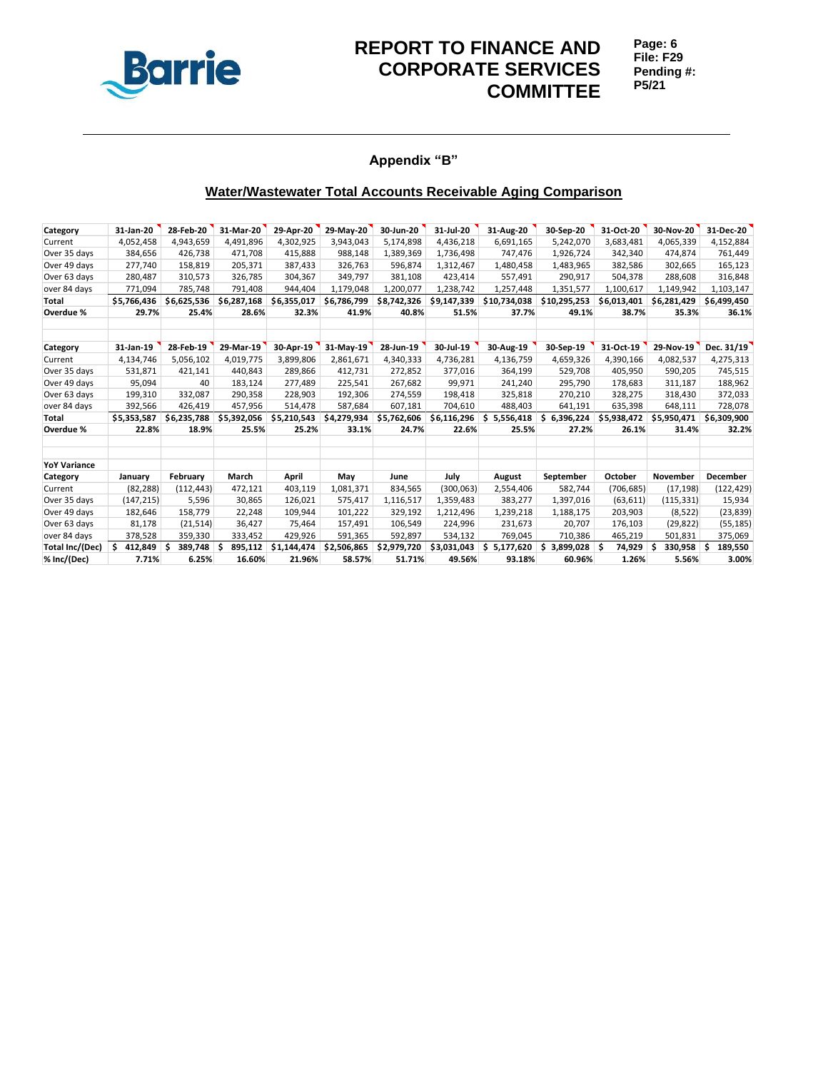## Appendix "B"

## Water/Wastewater Total Accounts Receivable Aging Comparison

| Category | 31-Jan-20 | 28-Feb-20 | 31-Mar-20 | 29-Apr-20 | 29-May-20 | 30-Jun-20 | 31-Jul-20 | 31-Aug-20 | 30-Sep-20 | 31-Oct-20 | 30-Nov-20 | 31-Dec-20 |
|---|---|---|---|---|---|---|---|---|---|---|---|---|
| Current | 4,052,458 | 4,943,659 | 4,491,896 | 4,302,925 | 3,943,043 | 5,174,898 | 4,436,218 | 6,691,165 | 5,242,070 | 3,683,481 | 4,065,339 | 4,152,884 |
| Over 35 days | 384,656 | 426,738 | 471,708 | 415,888 | 988,148 | 1,389,369 | 1,736,498 | 747,476 | 1,926,724 | 342,340 | 474,874 | 761,449 |
| Over 49 days | 277,740 | 158,819 | 205,371 | 387,433 | 326,763 | 596,874 | 1,312,467 | 1,480,458 | 1,483,965 | 382,586 | 302,665 | 165,123 |
| Over 63 days | 280,487 | 310,573 | 326,785 | 304,367 | 349,797 | 381,108 | 423,414 | 557,491 | 290,917 | 504,378 | 288,608 | 316,848 |
| over 84 days | 771,094 | 785,748 | 791,408 | 944,404 | 1,179,048 | 1,200,077 | 1,238,742 | 1,257,448 | 1,351,577 | 1,100,617 | 1,149,942 | 1,103,147 |
| **Total** | **$5,766,436** | **$6,625,536** | **$6,287,168** | **$6,355,017** | **$6,786,799** | **$8,742,326** | **$9,147,339** | **$10,734,038** | **$10,295,253** | **$6,013,401** | **$6,281,429** | **$6,499,450** |
| **Overdue %** | **29.7%** | **25.4%** | **28.6%** | **32.3%** | **41.9%** | **40.8%** | **51.5%** | **37.7%** | **49.1%** | **38.7%** | **35.3%** | **36.1%** |
| | | | | | | | | | | | | |
| **Category** | **31-Jan-19** | **28-Feb-19** | **29-Mar-19** | **30-Apr-19** | **31-May-19** | **28-Jun-19** | **30-Jul-19** | **30-Aug-19** | **30-Sep-19** | **31-Oct-19** | **29-Nov-19** | **Dec. 31/19** |
| Current | 4,134,746 | 5,056,102 | 4,019,775 | 3,899,806 | 2,861,671 | 4,340,333 | 4,736,281 | 4,136,759 | 4,659,326 | 4,390,166 | 4,082,537 | 4,275,313 |
| Over 35 days | 531,871 | 421,141 | 440,843 | 289,866 | 412,731 | 272,852 | 377,016 | 364,199 | 529,708 | 405,950 | 590,205 | 745,515 |
| Over 49 days | 95,094 | 40 | 183,124 | 277,489 | 225,541 | 267,682 | 99,971 | 241,240 | 295,790 | 178,683 | 311,187 | 188,962 |
| Over 63 days | 199,310 | 332,087 | 290,358 | 228,903 | 192,306 | 274,559 | 198,418 | 325,818 | 270,210 | 328,275 | 318,430 | 372,033 |
| over 84 days | 392,566 | 426,419 | 457,956 | 514,478 | 587,684 | 607,181 | 704,610 | 488,403 | 641,191 | 635,398 | 648,111 | 728,078 |
| **Total** | **$5,353,587** | **$6,235,788** | **$5,392,056** | **$5,210,543** | **$4,279,934** | **$5,762,606** | **$6,116,296** | **$ 5,556,418** | **$ 6,396,224** | **$5,938,472** | **$5,950,471** | **$6,309,900** |
| **Overdue %** | **22.8%** | **18.9%** | **25.5%** | **25.2%** | **33.1%** | **24.7%** | **22.6%** | **25.5%** | **27.2%** | **26.1%** | **31.4%** | **32.2%** |
| | | | | | | | | | | | | |
| **YoY Variance** | | | | | | | | | | | | |
| **Category** | **January** | **February** | **March** | **April** | **May** | **June** | **July** | **August** | **September** | **October** | **November** | **December** |
| Current | (82,288) | (112,443) | 472,121 | 403,119 | 1,081,371 | 834,565 | (300,063) | 2,554,406 | 582,744 | (706,685) | (17,198) | (122,429) |
| Over 35 days | (147,215) | 5,596 | 30,865 | 126,021 | 575,417 | 1,116,517 | 1,359,483 | 383,277 | 1,397,016 | (63,611) | (115,331) | 15,934 |
| Over 49 days | 182,646 | 158,779 | 22,248 | 109,944 | 101,222 | 329,192 | 1,212,496 | 1,239,218 | 1,188,175 | 203,903 | (8,522) | (23,839) |
| Over 63 days | 81,178 | (21,514) | 36,427 | 75,464 | 157,491 | 106,549 | 224,996 | 231,673 | 20,707 | 176,103 | (29,822) | (55,185) |
| over 84 days | 378,528 | 359,330 | 333,452 | 429,926 | 591,365 | 592,897 | 534,132 | 769,045 | 710,386 | 465,219 | 501,831 | 375,069 |
| **Total Inc/(Dec)** | **$ 412,849** | **$ 389,748** | **$ 895,112** | **$1,144,474** | **$2,506,865** | **$2,979,720** | **$3,031,043** | **$ 5,177,620** | **$ 3,899,028** | **$ 74,929** | **$ 330,958** | **$ 189,550** |
| **% Inc/(Dec)** | **7.71%** | **6.25%** | **16.60%** | **21.96%** | **58.57%** | **51.71%** | **49.56%** | **93.18%** | **60.96%** | **1.26%** | **5.56%** | **3.00%** |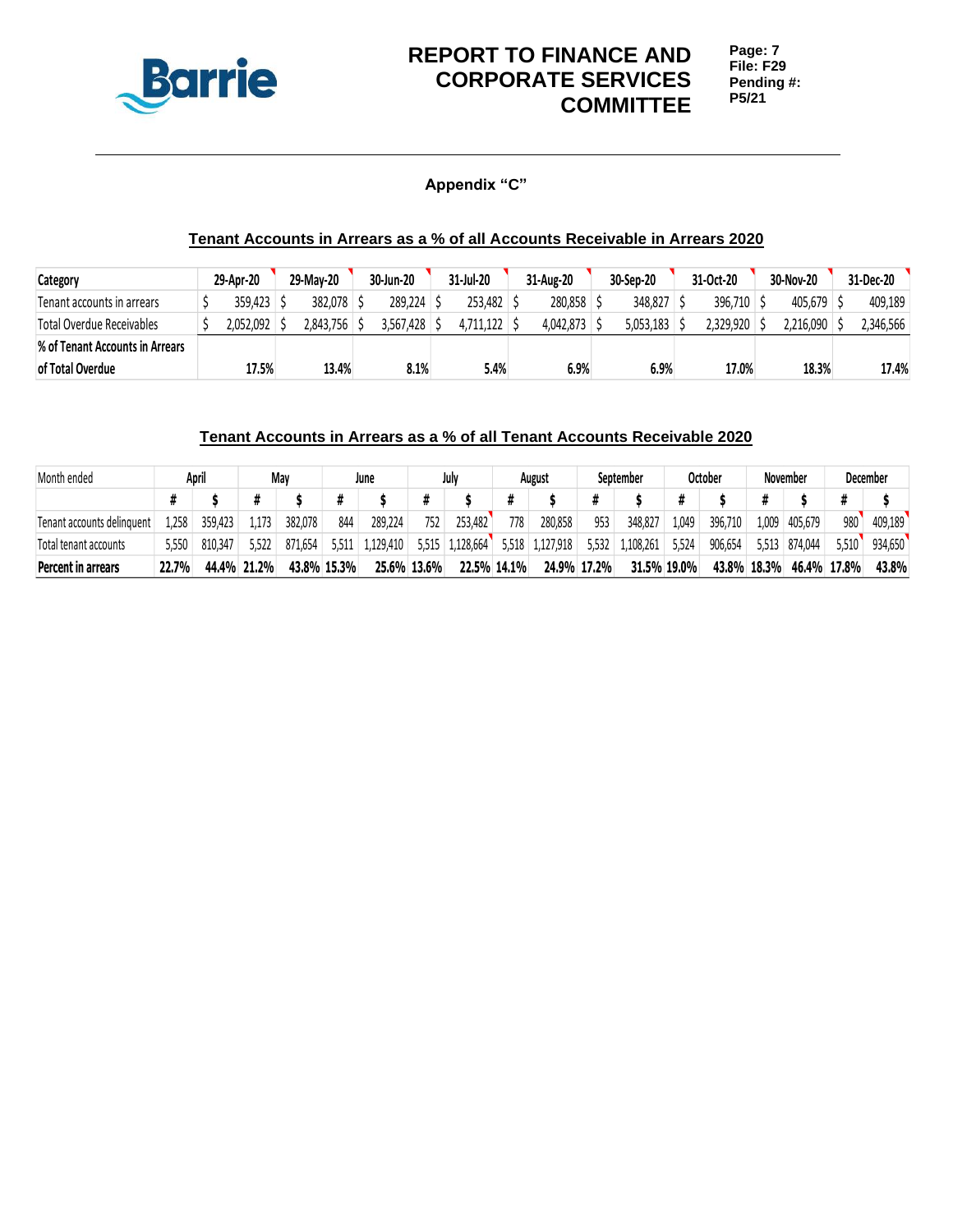# Appendix "C"

## Tenant Accounts in Arrears as a % of all Accounts Receivable in Arrears 2020

| Category | 29-Apr-20 | 29-May-20 | 30-Jun-20 | 31-Jul-20 | 31-Aug-20 | 30-Sep-20 | 31-Oct-20 | 30-Nov-20 | 31-Dec-20 |
|---|---|---|---|---|---|---|---|---|---|
| Tenant accounts in arrears | $ 359,423 | $ 382,078 | $ 289,224 | $ 253,482 | $ 280,858 | $ 348,827 | $ 396,710 | $ 405,679 | $ 409,189 |
| Total Overdue Receivables | $ 2,052,092 | $ 2,843,756 | $ 3,567,428 | $ 4,711,122 | $ 4,042,873 | $ 5,053,183 | $ 2,329,920 | $ 2,216,090 | $ 2,346,566 |
| **% of Tenant Accounts in Arrears of Total Overdue** | **17.5%** | **13.4%** | **8.1%** | **5.4%** | **6.9%** | **6.9%** | **17.0%** | **18.3%** | **17.4%** |

## Tenant Accounts in Arrears as a % of all Tenant Accounts Receivable 2020

| Month ended | April | | May | | June | | July | | August | | September | | October | | November | | December | |
|---|---|---|---|---|---|---|---|---|---|---|---|---|---|---|---|---|---|---|
| | # | $ | # | $ | # | $ | # | $ | # | $ | # | $ | # | $ | # | $ | # | $ |
| Tenant accounts delinquent | 1,258 | 359,423 | 1,173 | 382,078 | 844 | 289,224 | 752 | 253,482 | 778 | 280,858 | 953 | 348,827 | 1,049 | 396,710 | 1,009 | 405,679 | 980 | 409,189 |
| Total tenant accounts | 5,550 | 810,347 | 5,522 | 871,654 | 5,511 | 1,129,410 | 5,515 | 1,128,664 | 5,518 | 1,127,918 | 5,532 | 1,108,261 | 5,524 | 906,654 | 5,513 | 874,044 | 5,510 | 934,650 |
| **Percent in arrears** | **22.7%** | **44.4%** | **21.2%** | **43.8%** | **15.3%** | **25.6%** | **13.6%** | **22.5%** | **14.1%** | **24.9%** | **17.2%** | **31.5%** | **19.0%** | **43.8%** | **18.3%** | **46.4%** | **17.8%** | **43.8%** |